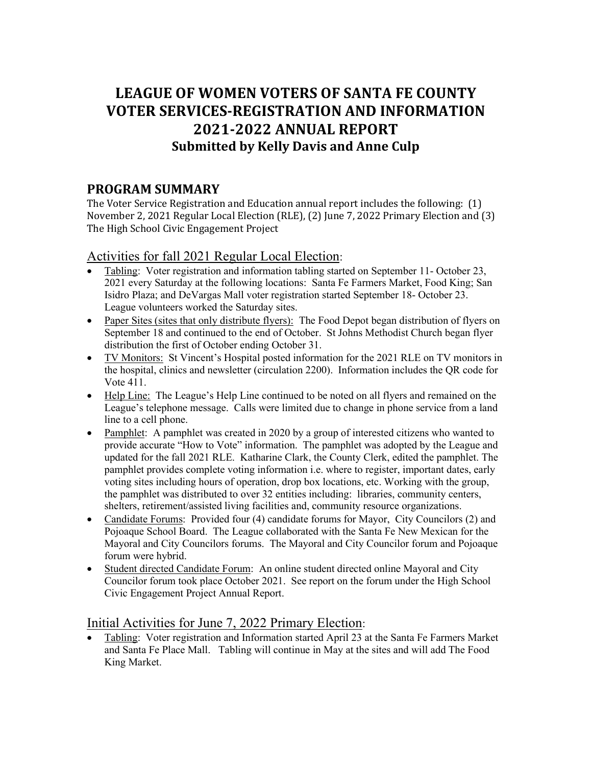# LEAGUE OF WOMEN VOTERS OF SANTA FE COUNTY
# VOTER SERVICES-REGISTRATION AND INFORMATION
# 2021-2022 ANNUAL REPORT
### Submitted by Kelly Davis and Anne Culp

## PROGRAM SUMMARY

The Voter Service Registration and Education annual report includes the following: (1) November 2, 2021 Regular Local Election (RLE), (2) June 7, 2022 Primary Election and (3) The High School Civic Engagement Project

### Activities for fall 2021 Regular Local Election:

- Tabling: Voter registration and information tabling started on September 11- October 23, 2021 every Saturday at the following locations: Santa Fe Farmers Market, Food King; San Isidro Plaza; and DeVargas Mall voter registration started September 18- October 23. League volunteers worked the Saturday sites.
- Paper Sites (sites that only distribute flyers): The Food Depot began distribution of flyers on September 18 and continued to the end of October. St Johns Methodist Church began flyer distribution the first of October ending October 31.
- TV Monitors: St Vincent's Hospital posted information for the 2021 RLE on TV monitors in the hospital, clinics and newsletter (circulation 2200). Information includes the QR code for Vote 411.
- Help Line: The League's Help Line continued to be noted on all flyers and remained on the League's telephone message. Calls were limited due to change in phone service from a land line to a cell phone.
- Pamphlet: A pamphlet was created in 2020 by a group of interested citizens who wanted to provide accurate "How to Vote" information. The pamphlet was adopted by the League and updated for the fall 2021 RLE. Katharine Clark, the County Clerk, edited the pamphlet. The pamphlet provides complete voting information i.e. where to register, important dates, early voting sites including hours of operation, drop box locations, etc. Working with the group, the pamphlet was distributed to over 32 entities including: libraries, community centers, shelters, retirement/assisted living facilities and, community resource organizations.
- Candidate Forums: Provided four (4) candidate forums for Mayor, City Councilors (2) and Pojoaque School Board. The League collaborated with the Santa Fe New Mexican for the Mayoral and City Councilors forums. The Mayoral and City Councilor forum and Pojoaque forum were hybrid.
- Student directed Candidate Forum: An online student directed online Mayoral and City Councilor forum took place October 2021. See report on the forum under the High School Civic Engagement Project Annual Report.

### Initial Activities for June 7, 2022 Primary Election:

- Tabling: Voter registration and Information started April 23 at the Santa Fe Farmers Market and Santa Fe Place Mall. Tabling will continue in May at the sites and will add The Food King Market.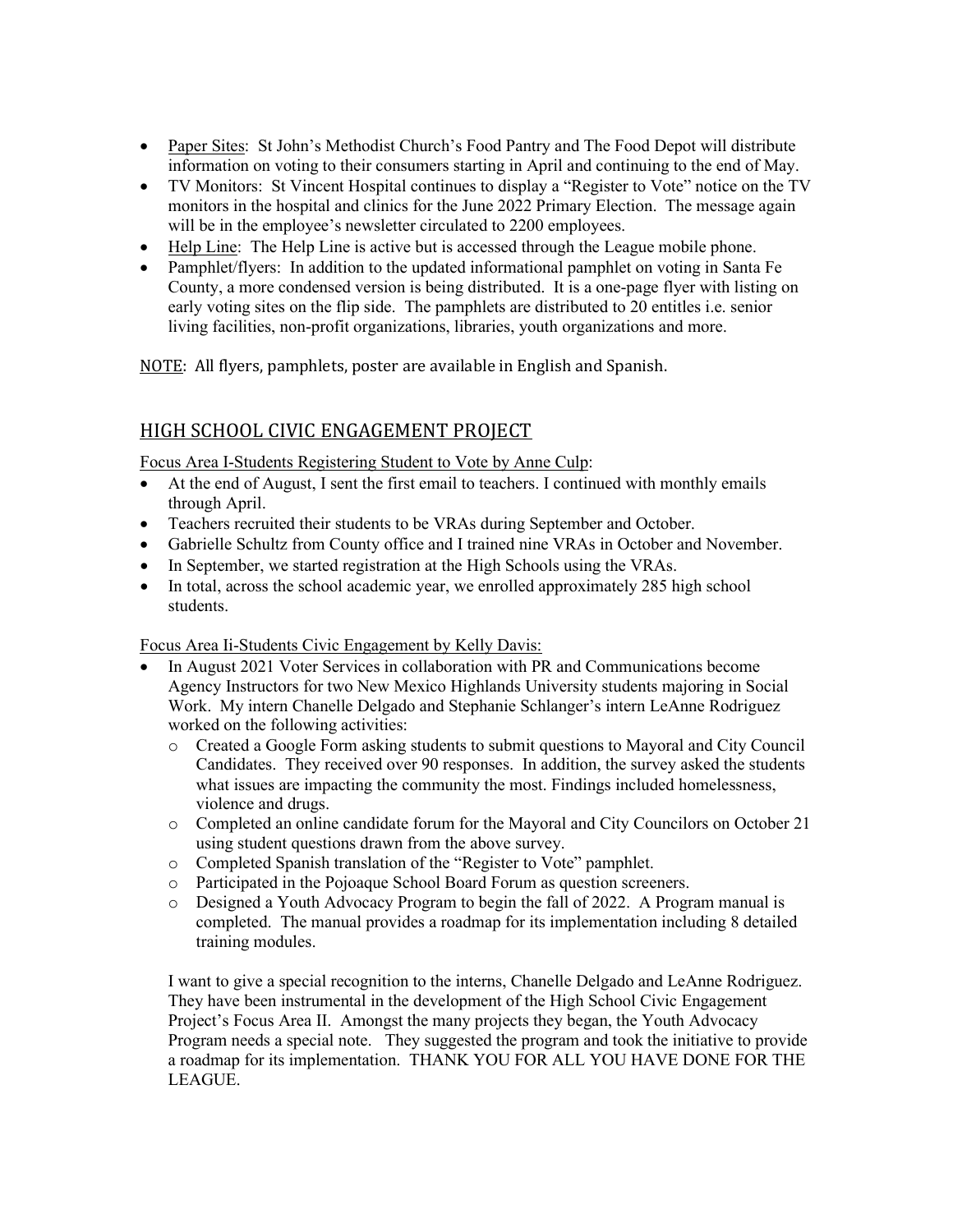- Paper Sites: St John's Methodist Church's Food Pantry and The Food Depot will distribute information on voting to their consumers starting in April and continuing to the end of May.
- TV Monitors: St Vincent Hospital continues to display a "Register to Vote" notice on the TV monitors in the hospital and clinics for the June 2022 Primary Election. The message again will be in the employee's newsletter circulated to 2200 employees.
- Help Line: The Help Line is active but is accessed through the League mobile phone.
- Pamphlet/flyers: In addition to the updated informational pamphlet on voting in Santa Fe County, a more condensed version is being distributed. It is a one-page flyer with listing on early voting sites on the flip side. The pamphlets are distributed to 20 entitles i.e. senior living facilities, non-profit organizations, libraries, youth organizations and more.

NOTE: All flyers, pamphlets, poster are available in English and Spanish.

## HIGH SCHOOL CIVIC ENGAGEMENT PROJECT

Focus Area I-Students Registering Student to Vote by Anne Culp:

- At the end of August, I sent the first email to teachers. I continued with monthly emails through April.
- Teachers recruited their students to be VRAs during September and October.
- Gabrielle Schultz from County office and I trained nine VRAs in October and November.
- In September, we started registration at the High Schools using the VRAs.
- In total, across the school academic year, we enrolled approximately 285 high school students.

Focus Area Ii-Students Civic Engagement by Kelly Davis:

- In August 2021 Voter Services in collaboration with PR and Communications become Agency Instructors for two New Mexico Highlands University students majoring in Social Work. My intern Chanelle Delgado and Stephanie Schlanger's intern LeAnne Rodriguez worked on the following activities:
  - Created a Google Form asking students to submit questions to Mayoral and City Council Candidates. They received over 90 responses. In addition, the survey asked the students what issues are impacting the community the most. Findings included homelessness, violence and drugs.
  - Completed an online candidate forum for the Mayoral and City Councilors on October 21 using student questions drawn from the above survey.
  - Completed Spanish translation of the "Register to Vote" pamphlet.
  - Participated in the Pojoaque School Board Forum as question screeners.
  - Designed a Youth Advocacy Program to begin the fall of 2022. A Program manual is completed. The manual provides a roadmap for its implementation including 8 detailed training modules.

  I want to give a special recognition to the interns, Chanelle Delgado and LeAnne Rodriguez. They have been instrumental in the development of the High School Civic Engagement Project's Focus Area II. Amongst the many projects they began, the Youth Advocacy Program needs a special note. They suggested the program and took the initiative to provide a roadmap for its implementation. THANK YOU FOR ALL YOU HAVE DONE FOR THE LEAGUE.